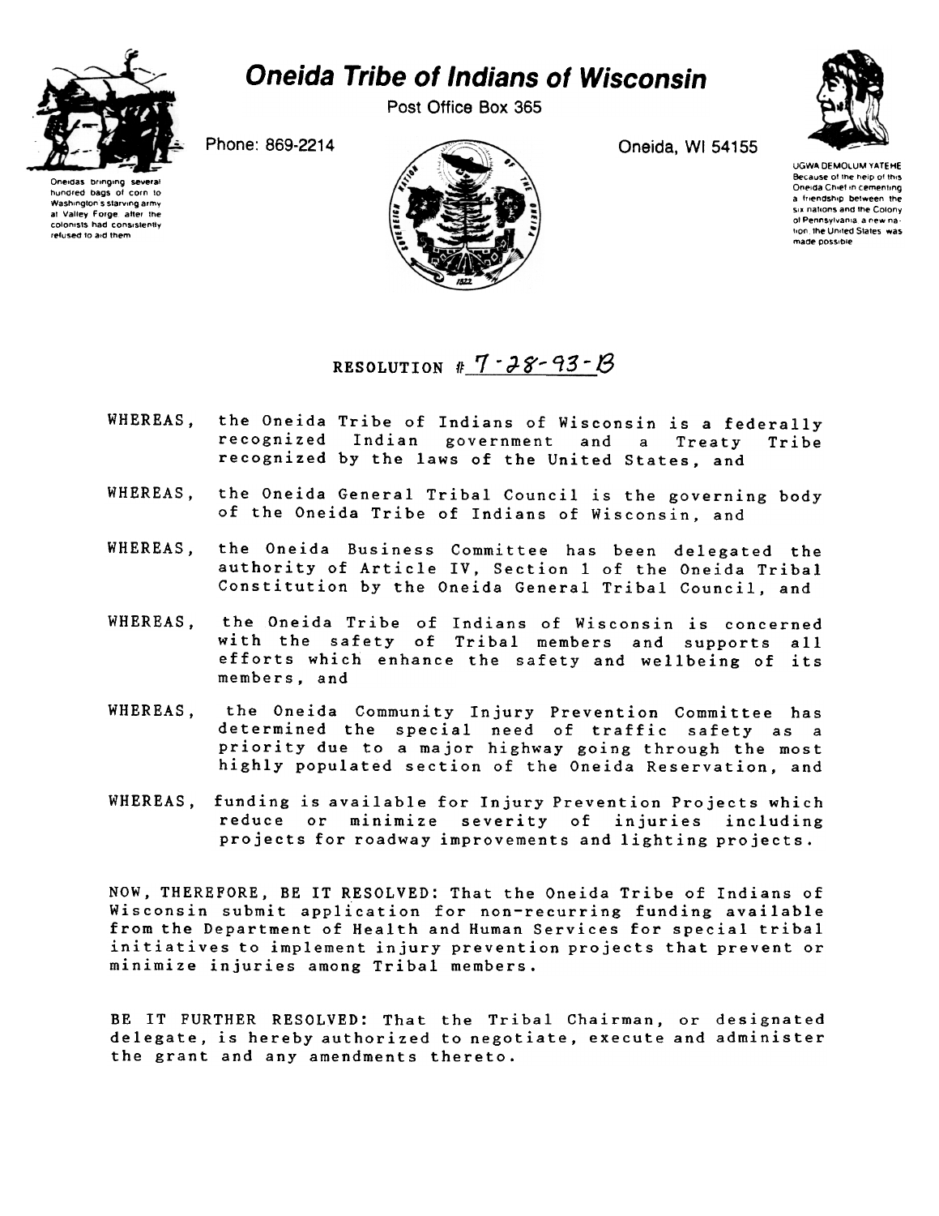# Oneida Tribe of Indians of Wisconsin

Post Office Box 365

Phone: 869-2214

Oneida, WI 54155

Oneidas bringing several hundred bags of corn to Washington's starving army at Valley Forge, after the colonists had consistently refused to aid them

UGWA DEMOLUM YATEHE
Because of the help of this Oneida Chief in cementing a friendship between the six nations and the Colony of Pennsylvania, a new nation, the United States was made possible

## RESOLUTION # 7-28-93-B

WHEREAS, the Oneida Tribe of Indians of Wisconsin is a federally recognized Indian government and a Treaty Tribe recognized by the laws of the United States, and

WHEREAS, the Oneida General Tribal Council is the governing body of the Oneida Tribe of Indians of Wisconsin, and

WHEREAS, the Oneida Business Committee has been delegated the authority of Article IV, Section 1 of the Oneida Tribal Constitution by the Oneida General Tribal Council, and

WHEREAS, the Oneida Tribe of Indians of Wisconsin is concerned with the safety of Tribal members and supports all efforts which enhance the safety and wellbeing of its members, and

WHEREAS, the Oneida Community Injury Prevention Committee has determined the special need of traffic safety as a priority due to a major highway going through the most highly populated section of the Oneida Reservation, and

WHEREAS, funding is available for Injury Prevention Projects which reduce or minimize severity of injuries including projects for roadway improvements and lighting projects.

NOW, THEREFORE, BE IT RESOLVED: That the Oneida Tribe of Indians of Wisconsin submit application for non-recurring funding available from the Department of Health and Human Services for special tribal initiatives to implement injury prevention projects that prevent or minimize injuries among Tribal members.

BE IT FURTHER RESOLVED: That the Tribal Chairman, or designated delegate, is hereby authorized to negotiate, execute and administer the grant and any amendments thereto.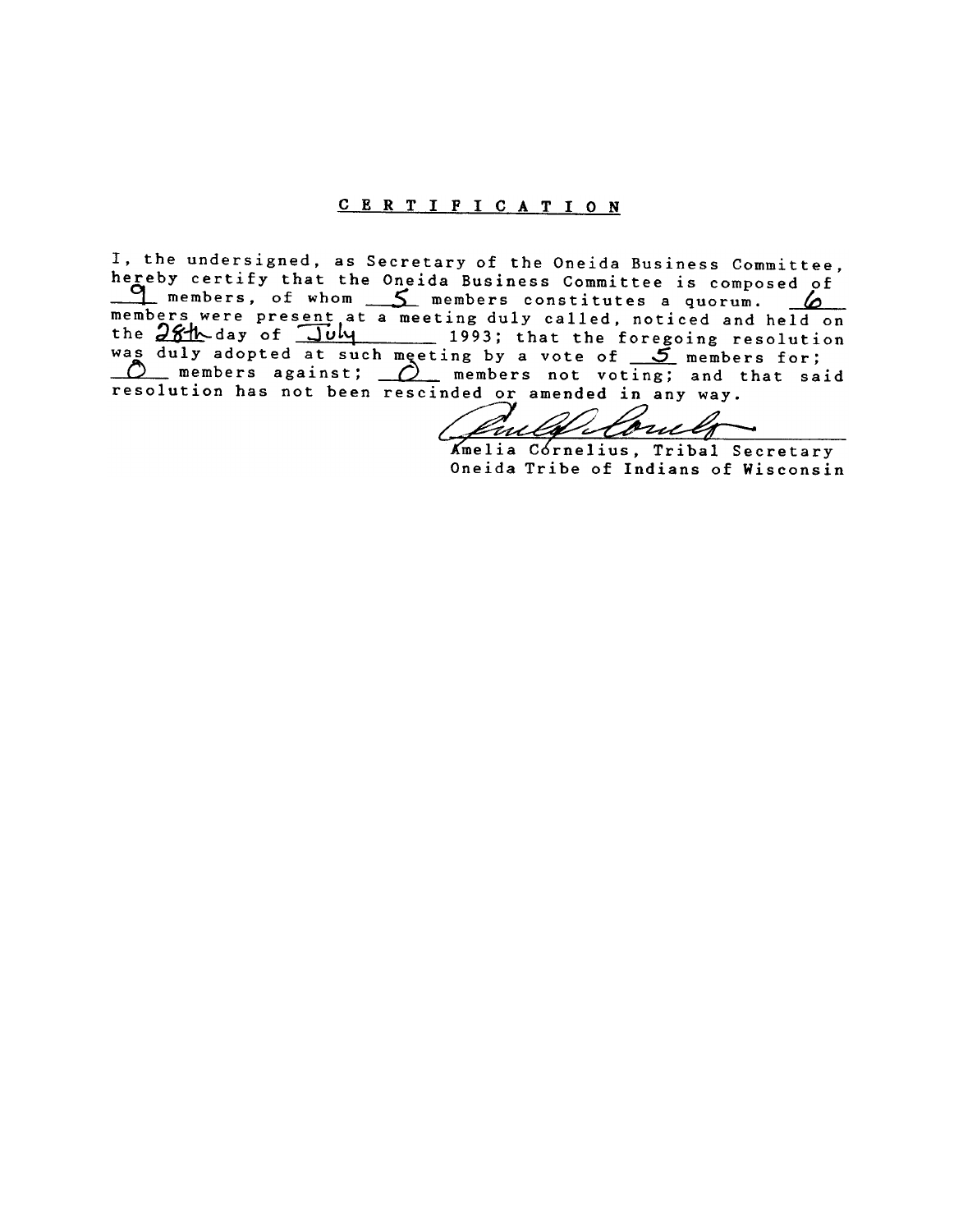# CERTIFICATION

I, the undersigned, as Secretary of the Oneida Business Committee, hereby certify that the Oneida Business Committee is composed of 9 members, of whom 5 members constitutes a quorum. 6 members were present at a meeting duly called, noticed and held on the 28th day of July 1993; that the foregoing resolution was duly adopted at such meeting by a vote of 5 members for; 0 members against; 0 members not voting; and that said resolution has not been rescinded or amended in any way.

Amelia Cornelius, Tribal Secretary
Oneida Tribe of Indians of Wisconsin